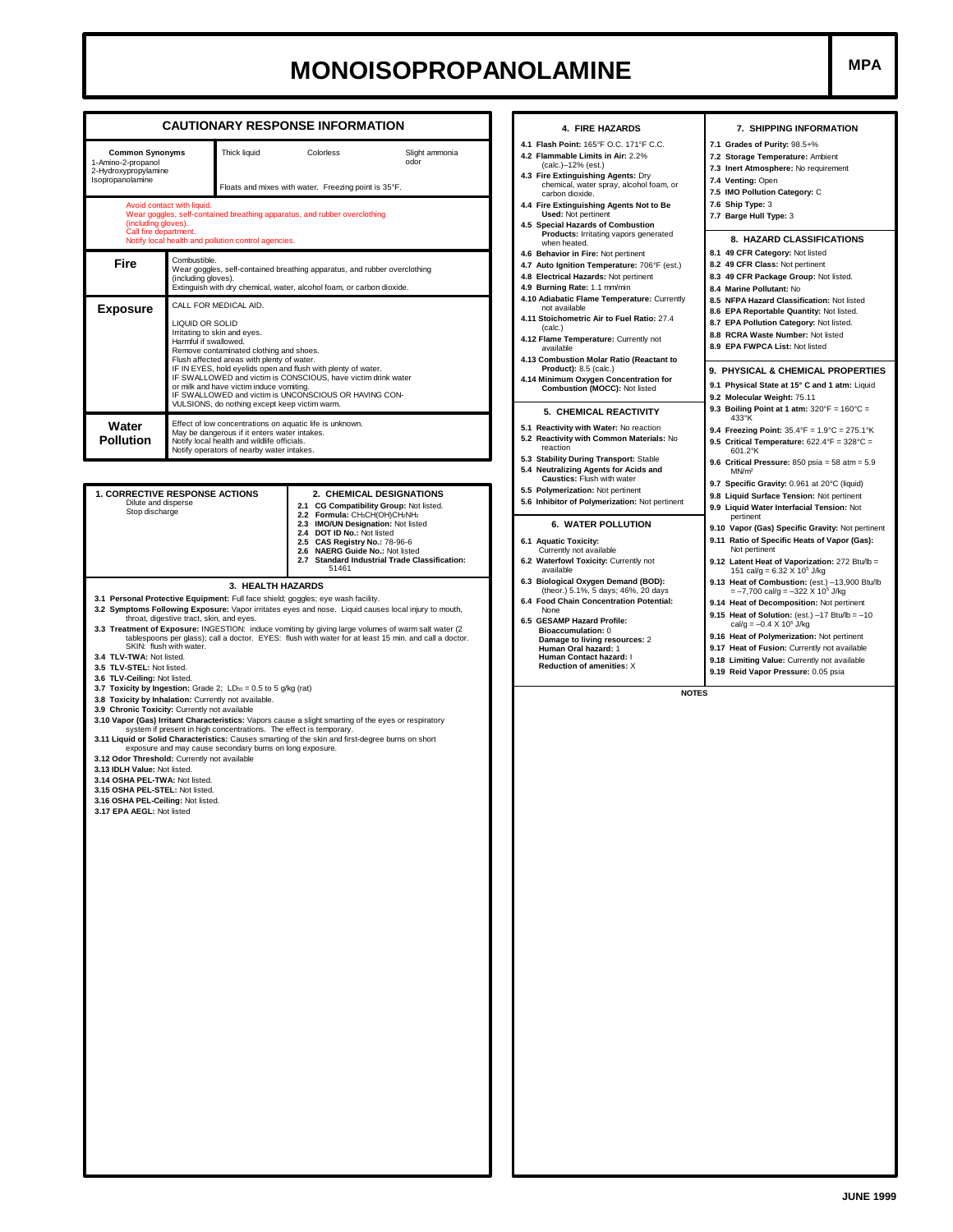# MONOISOPROPANOLAMINE

**MPA**

## CAUTIONARY RESPONSE INFORMATION

| **Common Synonyms** | Thick liquid | Colorless | Slight ammonia odor |
|---|---|---|---|
| 1-Amino-2-propanol<br>2-Hydroxypropylamine<br>Isopropanolamine | Floats and mixes with water. Freezing point is 35°F. | | |

Avoid contact with liquid.
Wear goggles, self-contained breathing apparatus, and rubber overclothing (including gloves).
Call fire department.
Notify local health and pollution control agencies.

| | |
|---|---|
| **Fire** | Combustible.<br>Wear goggles, self-contained breathing apparatus, and rubber overclothing (including gloves).<br>Extinguish with dry chemical, water, alcohol foam, or carbon dioxide. |
| **Exposure** | CALL FOR MEDICAL AID.<br><br>LIQUID OR SOLID<br>Irritating to skin and eyes.<br>Harmful if swallowed.<br>Remove contaminated clothing and shoes.<br>Flush affected areas with plenty of water.<br>IF IN EYES, hold eyelids open and flush with plenty of water.<br>IF SWALLOWED and victim is CONSCIOUS, have victim drink water or milk and have victim induce vomiting.<br>IF SWALLOWED and victim is UNCONSCIOUS OR HAVING CONVULSIONS, do nothing except keep victim warm. |
| **Water Pollution** | Effect of low concentrations on aquatic life is unknown.<br>May be dangerous if it enters water intakes.<br>Notify local health and wildlife officials.<br>Notify operators of nearby water intakes. |

### 1. CORRECTIVE RESPONSE ACTIONS

Dilute and disperse
Stop discharge

### 2. CHEMICAL DESIGNATIONS

- 2.1 **CG Compatibility Group:** Not listed.
- 2.2 **Formula:** $CH_3CH(OH)CH_2NH_2$
- 2.3 **IMO/UN Designation:** Not listed
- 2.4 **DOT ID No.:** Not listed
- 2.5 **CAS Registry No.:** 78-96-6
- 2.6 **NAERG Guide No.:** Not listed
- 2.7 **Standard Industrial Trade Classification:** 51461

### 3. HEALTH HAZARDS

- 3.1 **Personal Protective Equipment:** Full face shield; goggles; eye wash facility.
- 3.2 **Symptoms Following Exposure:** Vapor irritates eyes and nose. Liquid causes local injury to mouth, throat, digestive tract, skin, and eyes.
- 3.3 **Treatment of Exposure:** INGESTION: induce vomiting by giving large volumes of warm salt water (2 tablespoons per glass); call a doctor. EYES: flush with water for at least 15 min. and call a doctor. SKIN: flush with water.
- 3.4 **TLV-TWA:** Not listed.
- 3.5 **TLV-STEL:** Not listed.
- 3.6 **TLV-Ceiling:** Not listed.
- 3.7 **Toxicity by Ingestion:** Grade 2; $LD_{50}$ = 0.5 to 5 g/kg (rat)
- 3.8 **Toxicity by Inhalation:** Currently not available.
- 3.9 **Chronic Toxicity:** Currently not available
- 3.10 **Vapor (Gas) Irritant Characteristics:** Vapors cause a slight smarting of the eyes or respiratory system if present in high concentrations. The effect is temporary.
- 3.11 **Liquid or Solid Characteristics:** Causes smarting of the skin and first-degree burns on short exposure and may cause secondary burns on long exposure.
- 3.12 **Odor Threshold:** Currently not available
- 3.13 **IDLH Value:** Not listed.
- 3.14 **OSHA PEL-TWA:** Not listed.
- 3.15 **OSHA PEL-STEL:** Not listed.
- 3.16 **OSHA PEL-Ceiling:** Not listed.
- 3.17 **EPA AEGL:** Not listed

### 4. FIRE HAZARDS

- 4.1 **Flash Point:** 165°F O.C. 171°F C.C.
- 4.2 **Flammable Limits in Air:** 2.2% (calc.)–12% (est.)
- 4.3 **Fire Extinguishing Agents:** Dry chemical, water spray, alcohol foam, or carbon dioxide.
- 4.4 **Fire Extinguishing Agents Not to Be Used:** Not pertinent
- 4.5 **Special Hazards of Combustion Products:** Irritating vapors generated when heated.
- 4.6 **Behavior in Fire:** Not pertinent
- 4.7 **Auto Ignition Temperature:** 706°F (est.)
- 4.8 **Electrical Hazards:** Not pertinent
- 4.9 **Burning Rate:** 1.1 mm/min
- 4.10 **Adiabatic Flame Temperature:** Currently not available
- 4.11 **Stoichometric Air to Fuel Ratio:** 27.4 (calc.)
- 4.12 **Flame Temperature:** Currently not available
- 4.13 **Combustion Molar Ratio (Reactant to Product):** 8.5 (calc.)
- 4.14 **Minimum Oxygen Concentration for Combustion (MOCC):** Not listed

### 5. CHEMICAL REACTIVITY

- 5.1 **Reactivity with Water:** No reaction
- 5.2 **Reactivity with Common Materials:** No reaction
- 5.3 **Stability During Transport:** Stable
- 5.4 **Neutralizing Agents for Acids and Caustics:** Flush with water
- 5.5 **Polymerization:** Not pertinent
- 5.6 **Inhibitor of Polymerization:** Not pertinent

### 6. WATER POLLUTION

- 6.1 **Aquatic Toxicity:** Currently not available
- 6.2 **Waterfowl Toxicity:** Currently not available
- 6.3 **Biological Oxygen Demand (BOD):** (theor.) 5.1%, 5 days; 46%, 20 days
- 6.4 **Food Chain Concentration Potential:** None
- 6.5 **GESAMP Hazard Profile:**
  - **Bioaccumulation:** 0
  - **Damage to living resources:** 2
  - **Human Oral hazard:** 1
  - **Human Contact hazard:** I
  - **Reduction of amenities:** X

### 7. SHIPPING INFORMATION

- 7.1 **Grades of Purity:** 98.5+%
- 7.2 **Storage Temperature:** Ambient
- 7.3 **Inert Atmosphere:** No requirement
- 7.4 **Venting:** Open
- 7.5 **IMO Pollution Category:** C
- 7.6 **Ship Type:** 3
- 7.7 **Barge Hull Type:** 3

### 8. HAZARD CLASSIFICATIONS

- 8.1 **49 CFR Category:** Not listed
- 8.2 **49 CFR Class:** Not pertinent
- 8.3 **49 CFR Package Group:** Not listed.
- 8.4 **Marine Pollutant:** No
- 8.5 **NFPA Hazard Classification:** Not listed
- 8.6 **EPA Reportable Quantity:** Not listed.
- 8.7 **EPA Pollution Category:** Not listed.
- 8.8 **RCRA Waste Number:** Not listed
- 8.9 **EPA FWPCA List:** Not listed

### 9. PHYSICAL & CHEMICAL PROPERTIES

- 9.1 **Physical State at 15° C and 1 atm:** Liquid
- 9.2 **Molecular Weight:** 75.11
- 9.3 **Boiling Point at 1 atm:** 320°F = 160°C = 433°K
- 9.4 **Freezing Point:** 35.4°F = 1.9°C = 275.1°K
- 9.5 **Critical Temperature:** 622.4°F = 328°C = 601.2°K
- 9.6 **Critical Pressure:** 850 psia = 58 atm = 5.9 $MN/m^2$
- 9.7 **Specific Gravity:** 0.961 at 20°C (liquid)
- 9.8 **Liquid Surface Tension:** Not pertinent
- 9.9 **Liquid Water Interfacial Tension:** Not pertinent
- 9.10 **Vapor (Gas) Specific Gravity:** Not pertinent
- 9.11 **Ratio of Specific Heats of Vapor (Gas):** Not pertinent
- 9.12 **Latent Heat of Vaporization:** 272 Btu/lb = 151 cal/g = $6.32 \times 10^5$ J/kg
- 9.13 **Heat of Combustion:** (est.) –13,900 Btu/lb = –7,700 cal/g = $-322 \times 10^5$ J/kg
- 9.14 **Heat of Decomposition:** Not pertinent
- 9.15 **Heat of Solution:** (est.) –17 Btu/lb = –10 cal/g = $-0.4 \times 10^5$ J/kg
- 9.16 **Heat of Polymerization:** Not pertinent
- 9.17 **Heat of Fusion:** Currently not available
- 9.18 **Limiting Value:** Currently not available
- 9.19 **Reid Vapor Pressure:** 0.05 psia

**NOTES**

JUNE 1999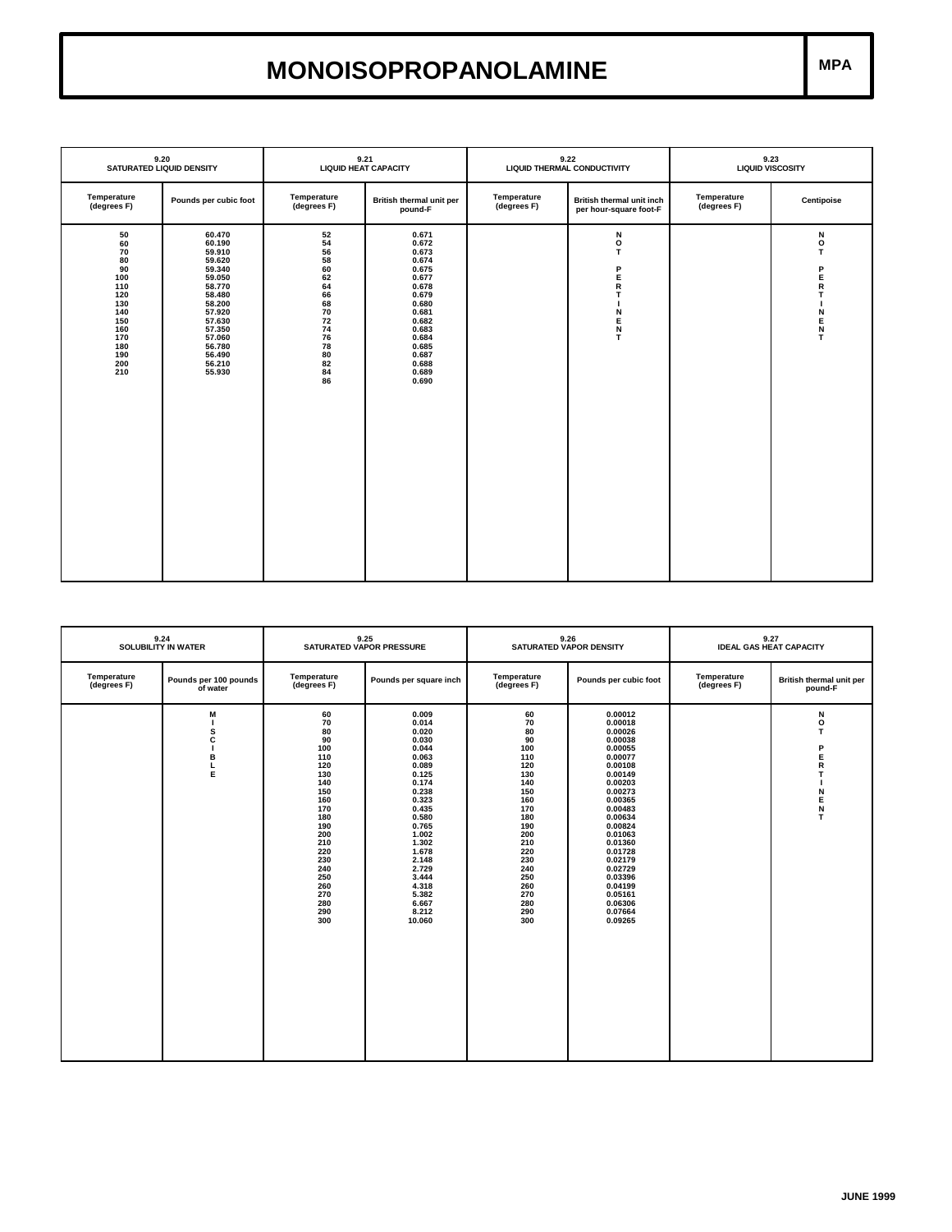# MONOISOPROPANOLAMINE

MPA

| 9.20 SATURATED LIQUID DENSITY | | 9.21 LIQUID HEAT CAPACITY | | 9.22 LIQUID THERMAL CONDUCTIVITY | | 9.23 LIQUID VISCOSITY | |
|---|---|---|---|---|---|---|---|
| Temperature (degrees F) | Pounds per cubic foot | Temperature (degrees F) | British thermal unit per pound-F | Temperature (degrees F) | British thermal unit inch per hour-square foot-F | Temperature (degrees F) | Centipoise |
| 50 | 60.470 | 52 | 0.671 | | NOT PERTINENT | | NOT PERTINENT |
| 60 | 60.190 | 54 | 0.672 | | | | |
| 70 | 59.910 | 56 | 0.673 | | | | |
| 80 | 59.620 | 58 | 0.674 | | | | |
| 90 | 59.340 | 60 | 0.675 | | | | |
| 100 | 59.050 | 62 | 0.677 | | | | |
| 110 | 58.770 | 64 | 0.678 | | | | |
| 120 | 58.480 | 66 | 0.679 | | | | |
| 130 | 58.200 | 68 | 0.680 | | | | |
| 140 | 57.920 | 70 | 0.681 | | | | |
| 150 | 57.630 | 72 | 0.682 | | | | |
| 160 | 57.350 | 74 | 0.683 | | | | |
| 170 | 57.060 | 76 | 0.684 | | | | |
| 180 | 56.780 | 78 | 0.685 | | | | |
| 190 | 56.490 | 80 | 0.687 | | | | |
| 200 | 56.210 | 82 | 0.688 | | | | |
| 210 | 55.930 | 84 | 0.689 | | | | |
| | | 86 | 0.690 | | | | |

| 9.24 SOLUBILITY IN WATER | | 9.25 SATURATED VAPOR PRESSURE | | 9.26 SATURATED VAPOR DENSITY | | 9.27 IDEAL GAS HEAT CAPACITY | |
|---|---|---|---|---|---|---|---|
| Temperature (degrees F) | Pounds per 100 pounds of water | Temperature (degrees F) | Pounds per square inch | Temperature (degrees F) | Pounds per cubic foot | Temperature (degrees F) | British thermal unit per pound-F |
| | MISCIBLE | 60 | 0.009 | 60 | 0.00012 | | NOT PERTINENT |
| | | 70 | 0.014 | 70 | 0.00018 | | |
| | | 80 | 0.020 | 80 | 0.00026 | | |
| | | 90 | 0.030 | 90 | 0.00038 | | |
| | | 100 | 0.044 | 100 | 0.00055 | | |
| | | 110 | 0.063 | 110 | 0.00077 | | |
| | | 120 | 0.089 | 120 | 0.00108 | | |
| | | 130 | 0.125 | 130 | 0.00149 | | |
| | | 140 | 0.174 | 140 | 0.00203 | | |
| | | 150 | 0.238 | 150 | 0.00273 | | |
| | | 160 | 0.323 | 160 | 0.00365 | | |
| | | 170 | 0.435 | 170 | 0.00483 | | |
| | | 180 | 0.580 | 180 | 0.00634 | | |
| | | 190 | 0.765 | 190 | 0.00824 | | |
| | | 200 | 1.002 | 200 | 0.01063 | | |
| | | 210 | 1.302 | 210 | 0.01360 | | |
| | | 220 | 1.678 | 220 | 0.01728 | | |
| | | 230 | 2.148 | 230 | 0.02179 | | |
| | | 240 | 2.729 | 240 | 0.02729 | | |
| | | 250 | 3.444 | 250 | 0.03396 | | |
| | | 260 | 4.318 | 260 | 0.04199 | | |
| | | 270 | 5.382 | 270 | 0.05161 | | |
| | | 280 | 6.667 | 280 | 0.06306 | | |
| | | 290 | 8.212 | 290 | 0.07664 | | |
| | | 300 | 10.060 | 300 | 0.09265 | | |

JUNE 1999